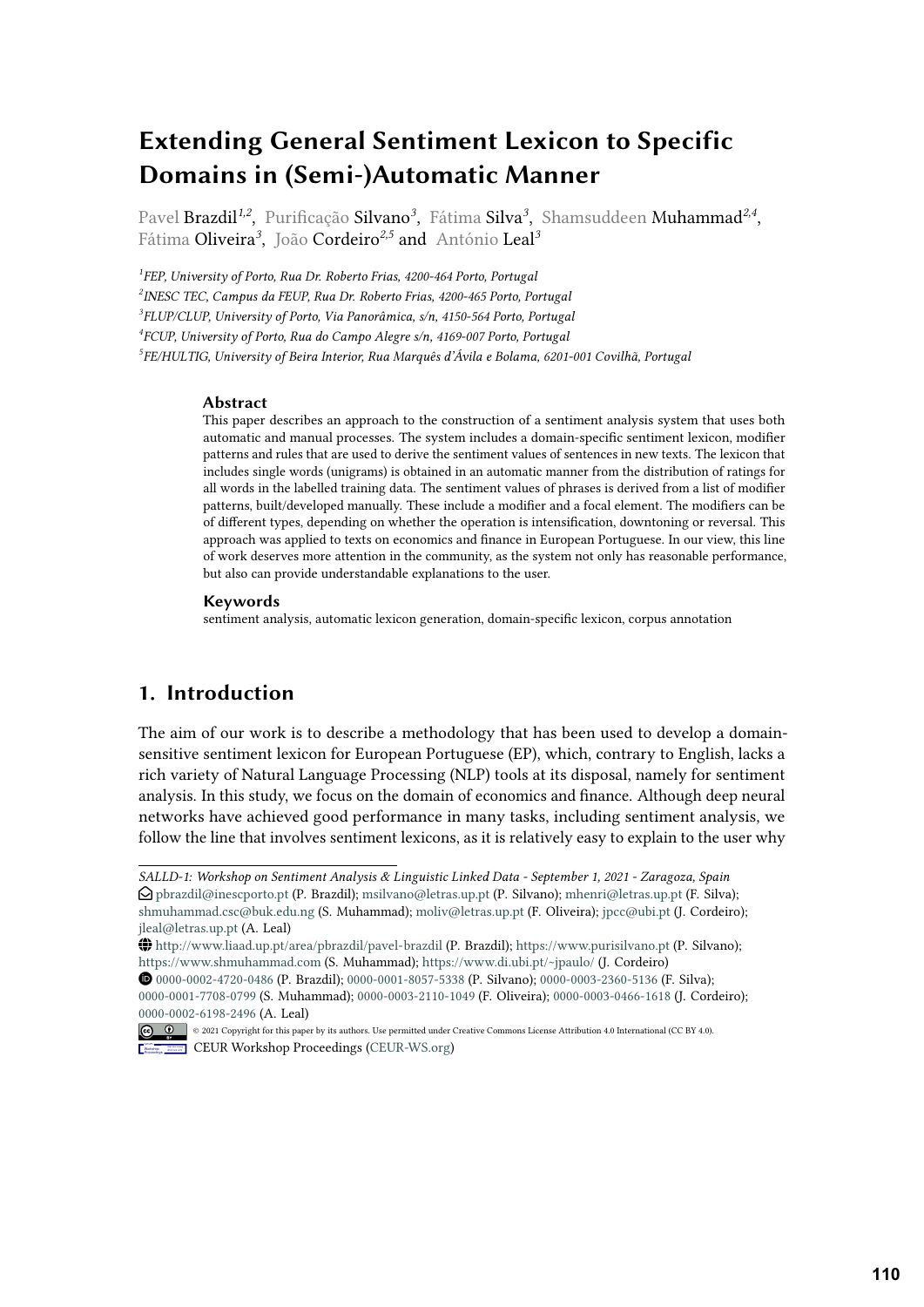# Extending General Sentiment Lexicon to Specific Domains in (Semi-)Automatic Manner

Pavel Brazdil[1,2], Purificação Silvano[3], Fátima Silva[3], Shamsuddeen Muhammad[2,4], Fátima Oliveira[3], João Cordeiro[2,5] and António Leal[3]

[1]*FEP, University of Porto, Rua Dr. Roberto Frias, 4200-464 Porto, Portugal*
[2]*INESC TEC, Campus da FEUP, Rua Dr. Roberto Frias, 4200-465 Porto, Portugal*
[3]*FLUP/CLUP, University of Porto, Via Panorâmica, s/n, 4150-564 Porto, Portugal*
[4]*FCUP, University of Porto, Rua do Campo Alegre s/n, 4169-007 Porto, Portugal*
[5]*FE/HULTIG, University of Beira Interior, Rua Marquês d'Ávila e Bolama, 6201-001 Covilhã, Portugal*

### Abstract

This paper describes an approach to the construction of a sentiment analysis system that uses both automatic and manual processes. The system includes a domain-specific sentiment lexicon, modifier patterns and rules that are used to derive the sentiment values of sentences in new texts. The lexicon that includes single words (unigrams) is obtained in an automatic manner from the distribution of ratings for all words in the labelled training data. The sentiment values of phrases is derived from a list of modifier patterns, built/developed manually. These include a modifier and a focal element. The modifiers can be of different types, depending on whether the operation is intensification, downtoning or reversal. This approach was applied to texts on economics and finance in European Portuguese. In our view, this line of work deserves more attention in the community, as the system not only has reasonable performance, but also can provide understandable explanations to the user.

### Keywords

sentiment analysis, automatic lexicon generation, domain-specific lexicon, corpus annotation

## 1. Introduction

The aim of our work is to describe a methodology that has been used to develop a domain-sensitive sentiment lexicon for European Portuguese (EP), which, contrary to English, lacks a rich variety of Natural Language Processing (NLP) tools at its disposal, namely for sentiment analysis. In this study, we focus on the domain of economics and finance. Although deep neural networks have achieved good performance in many tasks, including sentiment analysis, we follow the line that involves sentiment lexicons, as it is relatively easy to explain to the user why

---

*SALLD-1: Workshop on Sentiment Analysis & Linguistic Linked Data - September 1, 2021 - Zaragoza, Spain*
pbrazdil@inescporto.pt (P. Brazdil); msilvano@letras.up.pt (P. Silvano); mhenri@letras.up.pt (F. Silva); shmuhammad.csc@buk.edu.ng (S. Muhammad); moliv@letras.up.pt (F. Oliveira); jpcc@ubi.pt (J. Cordeiro); jleal@letras.up.pt (A. Leal)
http://www.liaad.up.pt/area/pbrazdil/pavel-brazdil (P. Brazdil); https://www.purisilvano.pt (P. Silvano); https://www.shmuhammad.com (S. Muhammad); https://www.di.ubi.pt/~jpaulo/ (J. Cordeiro)
0000-0002-4720-0486 (P. Brazdil); 0000-0001-8057-5338 (P. Silvano); 0000-0003-2360-5136 (F. Silva); 0000-0001-7708-0799 (S. Muhammad); 0000-0003-2110-1049 (F. Oliveira); 0000-0003-0466-1618 (J. Cordeiro); 0000-0002-6198-2496 (A. Leal)
© 2021 Copyright for this paper by its authors. Use permitted under Creative Commons License Attribution 4.0 International (CC BY 4.0).
CEUR Workshop Proceedings (CEUR-WS.org)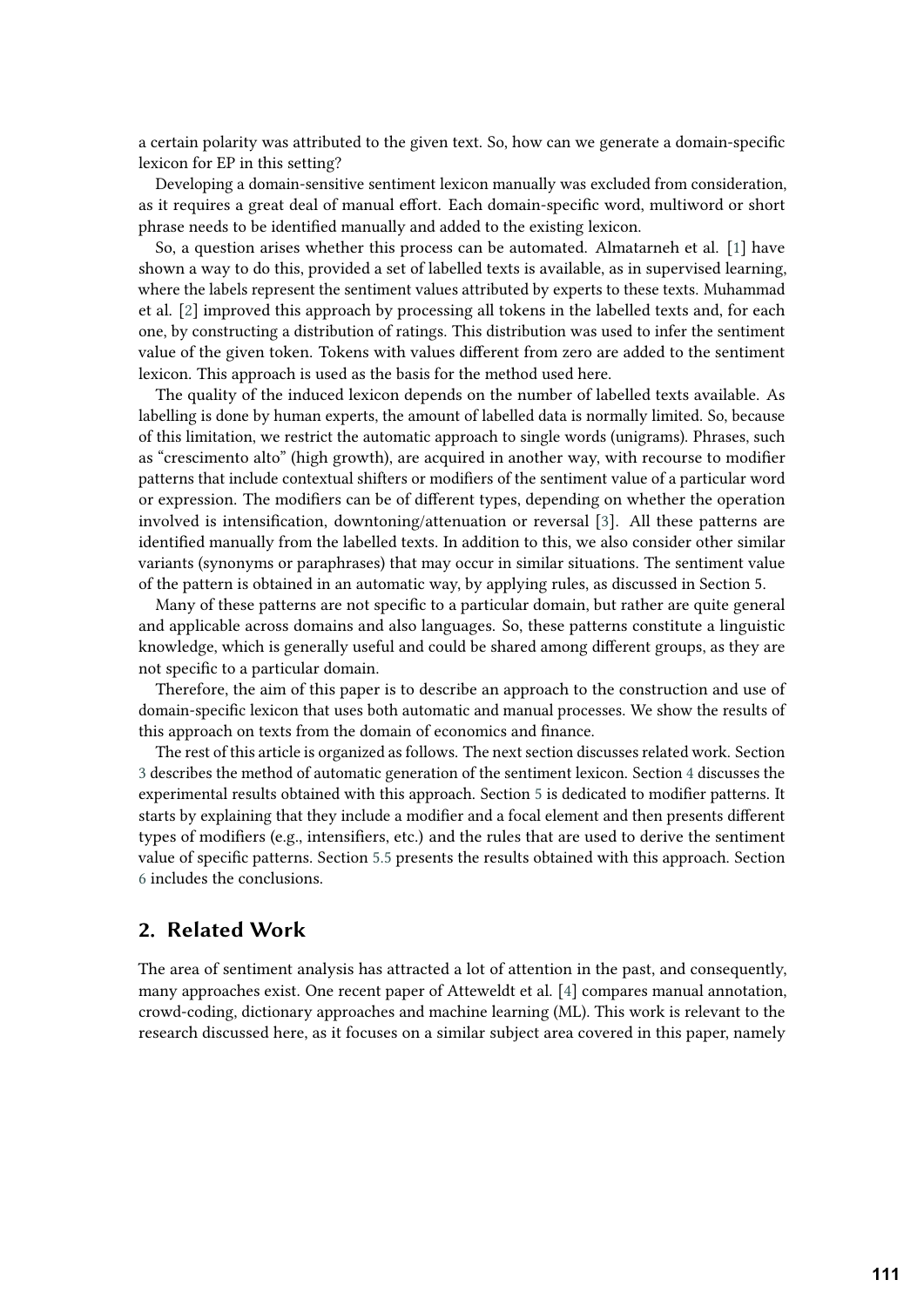a certain polarity was attributed to the given text. So, how can we generate a domain-specific lexicon for EP in this setting?

Developing a domain-sensitive sentiment lexicon manually was excluded from consideration, as it requires a great deal of manual effort. Each domain-specific word, multiword or short phrase needs to be identified manually and added to the existing lexicon.

So, a question arises whether this process can be automated. Almatarneh et al. [1] have shown a way to do this, provided a set of labelled texts is available, as in supervised learning, where the labels represent the sentiment values attributed by experts to these texts. Muhammad et al. [2] improved this approach by processing all tokens in the labelled texts and, for each one, by constructing a distribution of ratings. This distribution was used to infer the sentiment value of the given token. Tokens with values different from zero are added to the sentiment lexicon. This approach is used as the basis for the method used here.

The quality of the induced lexicon depends on the number of labelled texts available. As labelling is done by human experts, the amount of labelled data is normally limited. So, because of this limitation, we restrict the automatic approach to single words (unigrams). Phrases, such as "crescimento alto" (high growth), are acquired in another way, with recourse to modifier patterns that include contextual shifters or modifiers of the sentiment value of a particular word or expression. The modifiers can be of different types, depending on whether the operation involved is intensification, downtoning/attenuation or reversal [3]. All these patterns are identified manually from the labelled texts. In addition to this, we also consider other similar variants (synonyms or paraphrases) that may occur in similar situations. The sentiment value of the pattern is obtained in an automatic way, by applying rules, as discussed in Section 5.

Many of these patterns are not specific to a particular domain, but rather are quite general and applicable across domains and also languages. So, these patterns constitute a linguistic knowledge, which is generally useful and could be shared among different groups, as they are not specific to a particular domain.

Therefore, the aim of this paper is to describe an approach to the construction and use of domain-specific lexicon that uses both automatic and manual processes. We show the results of this approach on texts from the domain of economics and finance.

The rest of this article is organized as follows. The next section discusses related work. Section 3 describes the method of automatic generation of the sentiment lexicon. Section 4 discusses the experimental results obtained with this approach. Section 5 is dedicated to modifier patterns. It starts by explaining that they include a modifier and a focal element and then presents different types of modifiers (e.g., intensifiers, etc.) and the rules that are used to derive the sentiment value of specific patterns. Section 5.5 presents the results obtained with this approach. Section 6 includes the conclusions.

## 2. Related Work

The area of sentiment analysis has attracted a lot of attention in the past, and consequently, many approaches exist. One recent paper of Atteweldt et al. [4] compares manual annotation, crowd-coding, dictionary approaches and machine learning (ML). This work is relevant to the research discussed here, as it focuses on a similar subject area covered in this paper, namely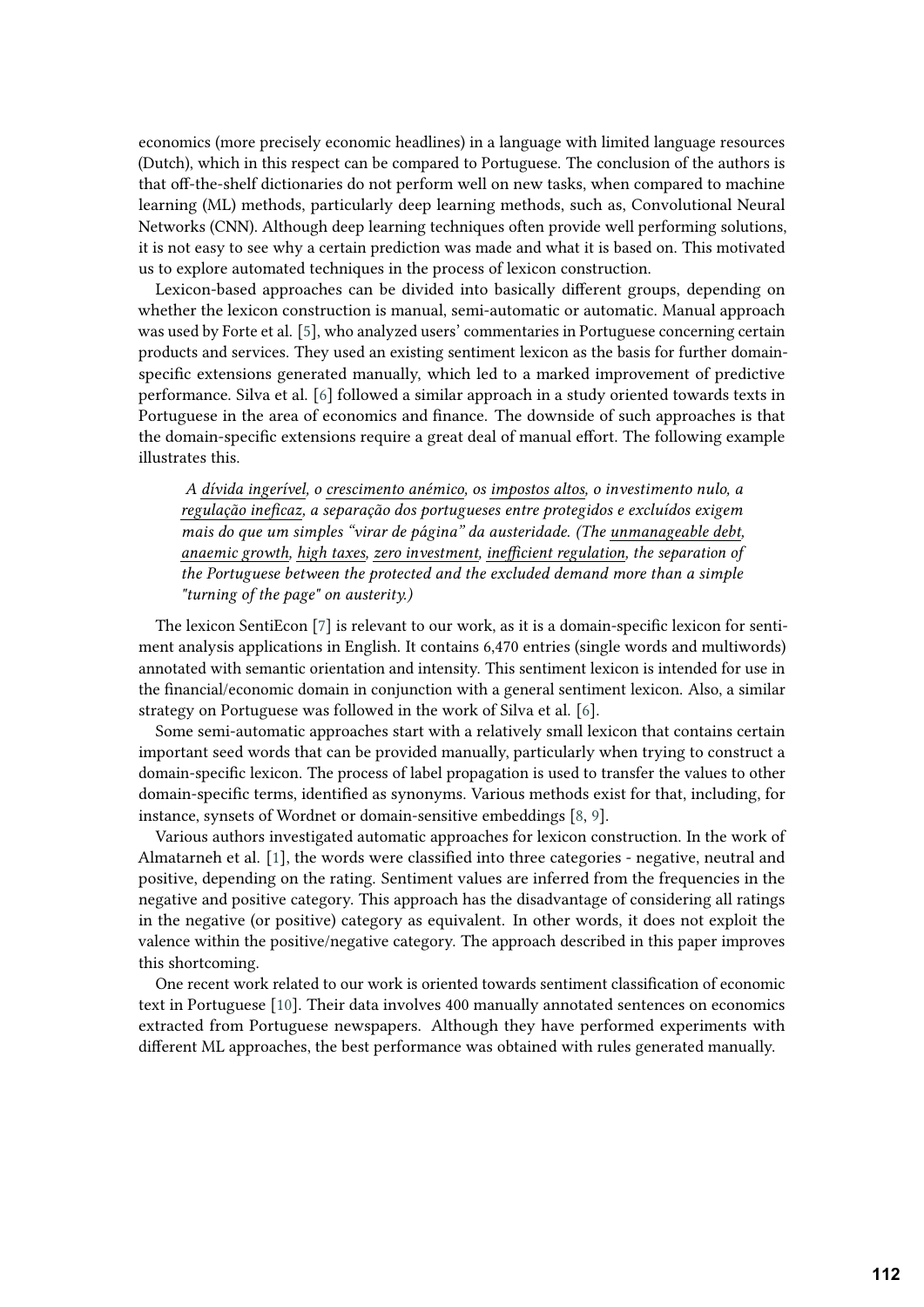economics (more precisely economic headlines) in a language with limited language resources (Dutch), which in this respect can be compared to Portuguese. The conclusion of the authors is that off-the-shelf dictionaries do not perform well on new tasks, when compared to machine learning (ML) methods, particularly deep learning methods, such as, Convolutional Neural Networks (CNN). Although deep learning techniques often provide well performing solutions, it is not easy to see why a certain prediction was made and what it is based on. This motivated us to explore automated techniques in the process of lexicon construction.

Lexicon-based approaches can be divided into basically different groups, depending on whether the lexicon construction is manual, semi-automatic or automatic. Manual approach was used by Forte et al. [5], who analyzed users' commentaries in Portuguese concerning certain products and services. They used an existing sentiment lexicon as the basis for further domain-specific extensions generated manually, which led to a marked improvement of predictive performance. Silva et al. [6] followed a similar approach in a study oriented towards texts in Portuguese in the area of economics and finance. The downside of such approaches is that the domain-specific extensions require a great deal of manual effort. The following example illustrates this.

> *A dívida ingerível, o crescimento anémico, os impostos altos, o investimento nulo, a regulação ineficaz, a separação dos portugueses entre protegidos e excluídos exigem mais do que um simples "virar de página" da austeridade. (The unmanageable debt, anaemic growth, high taxes, zero investment, inefficient regulation, the separation of the Portuguese between the protected and the excluded demand more than a simple "turning of the page" on austerity.)*

The lexicon SentiEcon [7] is relevant to our work, as it is a domain-specific lexicon for sentiment analysis applications in English. It contains 6,470 entries (single words and multiwords) annotated with semantic orientation and intensity. This sentiment lexicon is intended for use in the financial/economic domain in conjunction with a general sentiment lexicon. Also, a similar strategy on Portuguese was followed in the work of Silva et al. [6].

Some semi-automatic approaches start with a relatively small lexicon that contains certain important seed words that can be provided manually, particularly when trying to construct a domain-specific lexicon. The process of label propagation is used to transfer the values to other domain-specific terms, identified as synonyms. Various methods exist for that, including, for instance, synsets of Wordnet or domain-sensitive embeddings [8, 9].

Various authors investigated automatic approaches for lexicon construction. In the work of Almatarneh et al. [1], the words were classified into three categories - negative, neutral and positive, depending on the rating. Sentiment values are inferred from the frequencies in the negative and positive category. This approach has the disadvantage of considering all ratings in the negative (or positive) category as equivalent. In other words, it does not exploit the valence within the positive/negative category. The approach described in this paper improves this shortcoming.

One recent work related to our work is oriented towards sentiment classification of economic text in Portuguese [10]. Their data involves 400 manually annotated sentences on economics extracted from Portuguese newspapers. Although they have performed experiments with different ML approaches, the best performance was obtained with rules generated manually.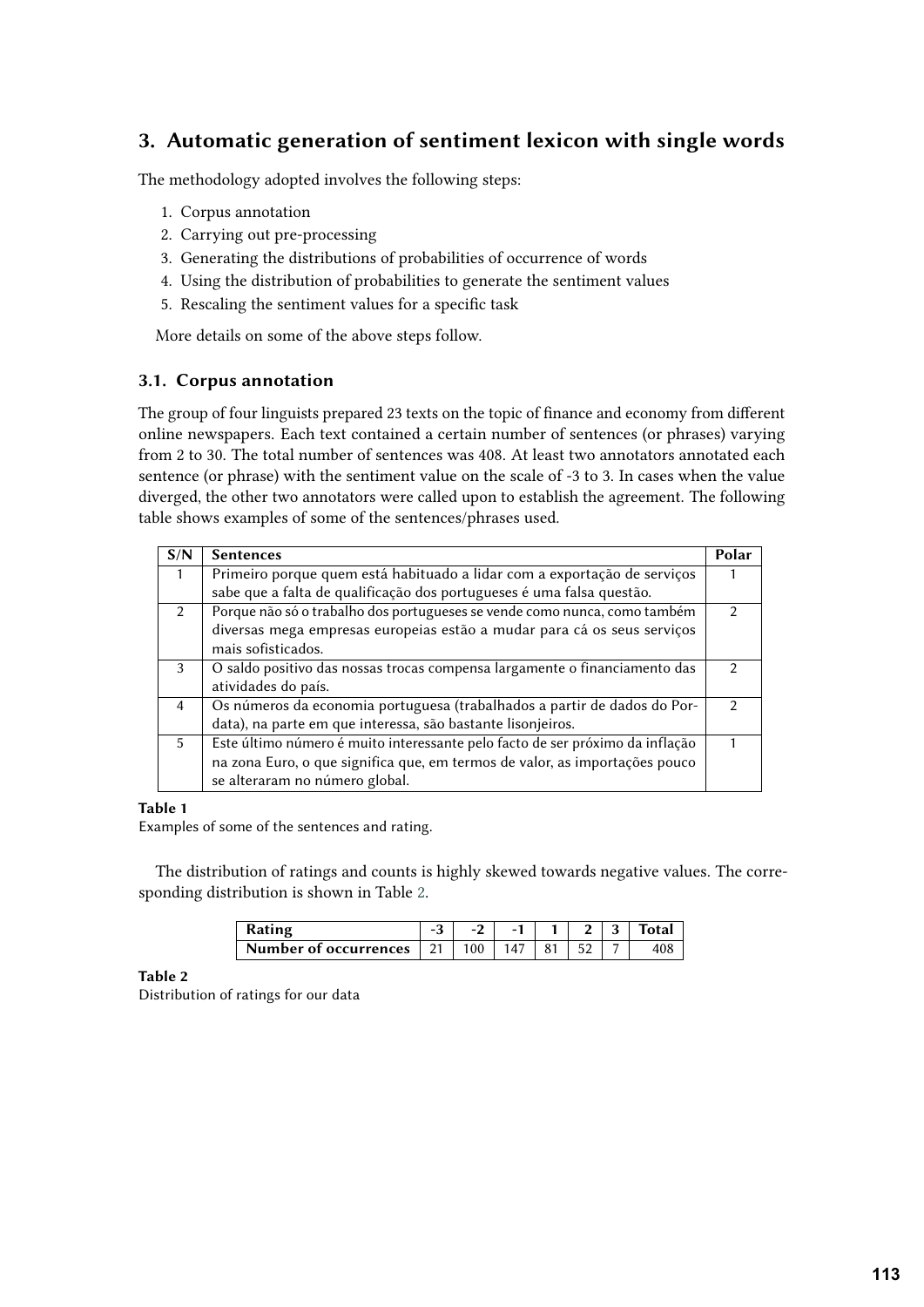## 3. Automatic generation of sentiment lexicon with single words

The methodology adopted involves the following steps:

1. Corpus annotation
2. Carrying out pre-processing
3. Generating the distributions of probabilities of occurrence of words
4. Using the distribution of probabilities to generate the sentiment values
5. Rescaling the sentiment values for a specific task

More details on some of the above steps follow.

### 3.1. Corpus annotation

The group of four linguists prepared 23 texts on the topic of finance and economy from different online newspapers. Each text contained a certain number of sentences (or phrases) varying from 2 to 30. The total number of sentences was 408. At least two annotators annotated each sentence (or phrase) with the sentiment value on the scale of -3 to 3. In cases when the value diverged, the other two annotators were called upon to establish the agreement. The following table shows examples of some of the sentences/phrases used.

| S/N | Sentences | Polar |
|---|---|---|
| 1 | Primeiro porque quem está habituado a lidar com a exportação de serviços sabe que a falta de qualificação dos portugueses é uma falsa questão. | 1 |
| 2 | Porque não só o trabalho dos portugueses se vende como nunca, como também diversas mega empresas europeias estão a mudar para cá os seus serviços mais sofisticados. | 2 |
| 3 | O saldo positivo das nossas trocas compensa largamente o financiamento das atividades do país. | 2 |
| 4 | Os números da economia portuguesa (trabalhados a partir de dados do Pordata), na parte em que interessa, são bastante lisonjeiros. | 2 |
| 5 | Este último número é muito interessante pelo facto de ser próximo da inflação na zona Euro, o que significa que, em termos de valor, as importações pouco se alteraram no número global. | 1 |

**Table 1**
Examples of some of the sentences and rating.

The distribution of ratings and counts is highly skewed towards negative values. The corresponding distribution is shown in Table 2.

| Rating | -3 | -2 | -1 | 1 | 2 | 3 | Total |
|---|---|---|---|---|---|---|---|
| Number of occurrences | 21 | 100 | 147 | 81 | 52 | 7 | 408 |

**Table 2**
Distribution of ratings for our data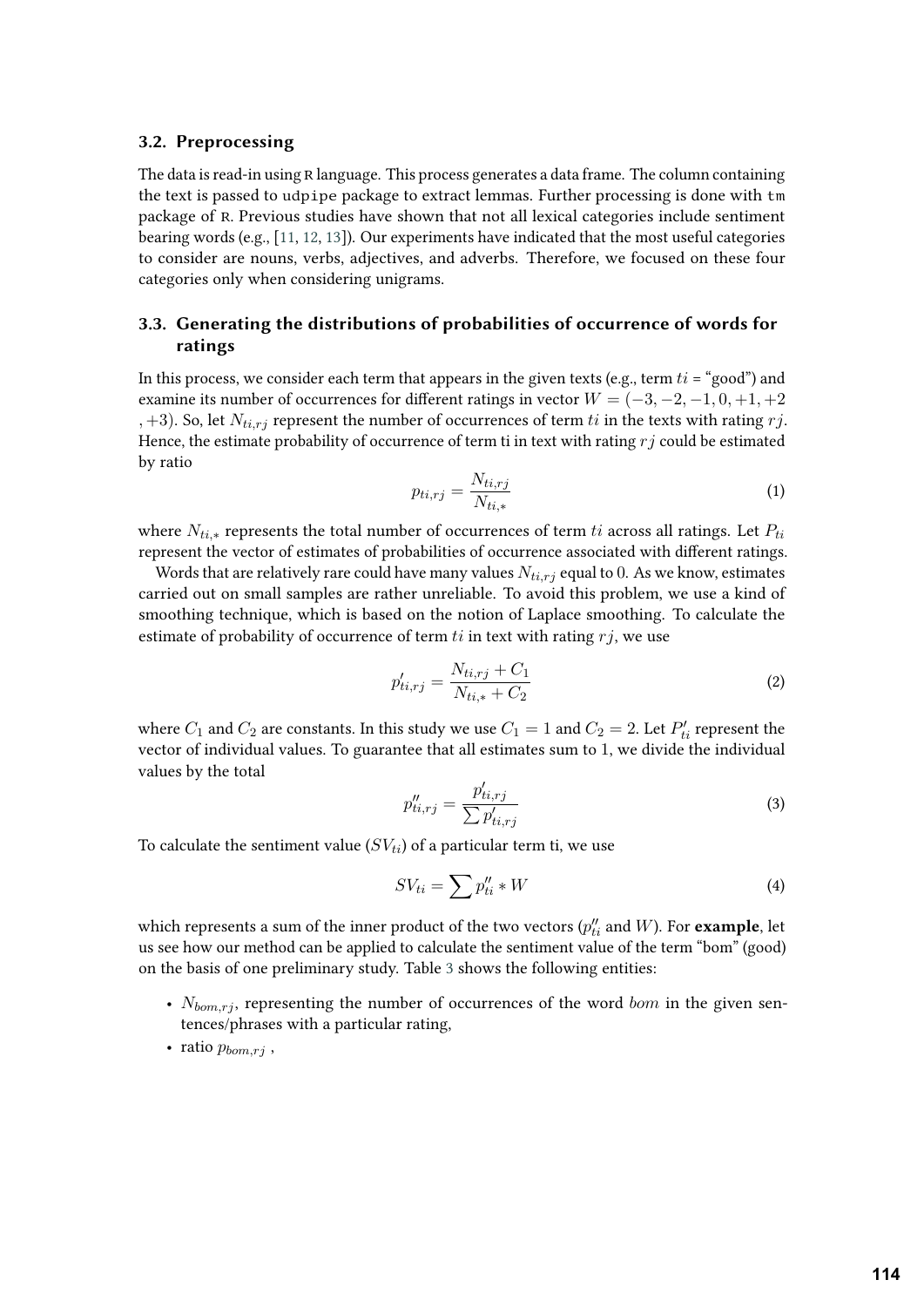### 3.2. Preprocessing

The data is read-in using R language. This process generates a data frame. The column containing the text is passed to udpipe package to extract lemmas. Further processing is done with tm package of R. Previous studies have shown that not all lexical categories include sentiment bearing words (e.g., [11, 12, 13]). Our experiments have indicated that the most useful categories to consider are nouns, verbs, adjectives, and adverbs. Therefore, we focused on these four categories only when considering unigrams.

### 3.3. Generating the distributions of probabilities of occurrence of words for ratings

In this process, we consider each term that appears in the given texts (e.g., term $ti$ = "good") and examine its number of occurrences for different ratings in vector $W = (-3, -2, -1, 0, +1, +2, +3)$. So, let $N_{ti,rj}$ represent the number of occurrences of term $ti$ in the texts with rating $rj$. Hence, the estimate probability of occurrence of term ti in text with rating $rj$ could be estimated by ratio

$$p_{ti,rj} = \frac{N_{ti,rj}}{N_{ti,*}} \tag{1}$$

where $N_{ti,*}$ represents the total number of occurrences of term $ti$ across all ratings. Let $P_{ti}$ represent the vector of estimates of probabilities of occurrence associated with different ratings.

Words that are relatively rare could have many values $N_{ti,rj}$ equal to 0. As we know, estimates carried out on small samples are rather unreliable. To avoid this problem, we use a kind of smoothing technique, which is based on the notion of Laplace smoothing. To calculate the estimate of probability of occurrence of term $ti$ in text with rating $rj$, we use

$$p'_{ti,rj} = \frac{N_{ti,rj} + C_1}{N_{ti,*} + C_2} \tag{2}$$

where $C_1$ and $C_2$ are constants. In this study we use $C_1 = 1$ and $C_2 = 2$. Let $P'_{ti}$ represent the vector of individual values. To guarantee that all estimates sum to 1, we divide the individual values by the total

$$p''_{ti,rj} = \frac{p'_{ti,rj}}{\sum p'_{ti,rj}} \tag{3}$$

To calculate the sentiment value ($SV_{ti}$) of a particular term ti, we use

$$SV_{ti} = \sum p''_{ti} * W \tag{4}$$

which represents a sum of the inner product of the two vectors ($p''_{ti}$ and $W$). For **example**, let us see how our method can be applied to calculate the sentiment value of the term "bom" (good) on the basis of one preliminary study. Table 3 shows the following entities:

- $N_{bom,rj}$, representing the number of occurrences of the word $bom$ in the given sentences/phrases with a particular rating,
- ratio $p_{bom,rj}$ ,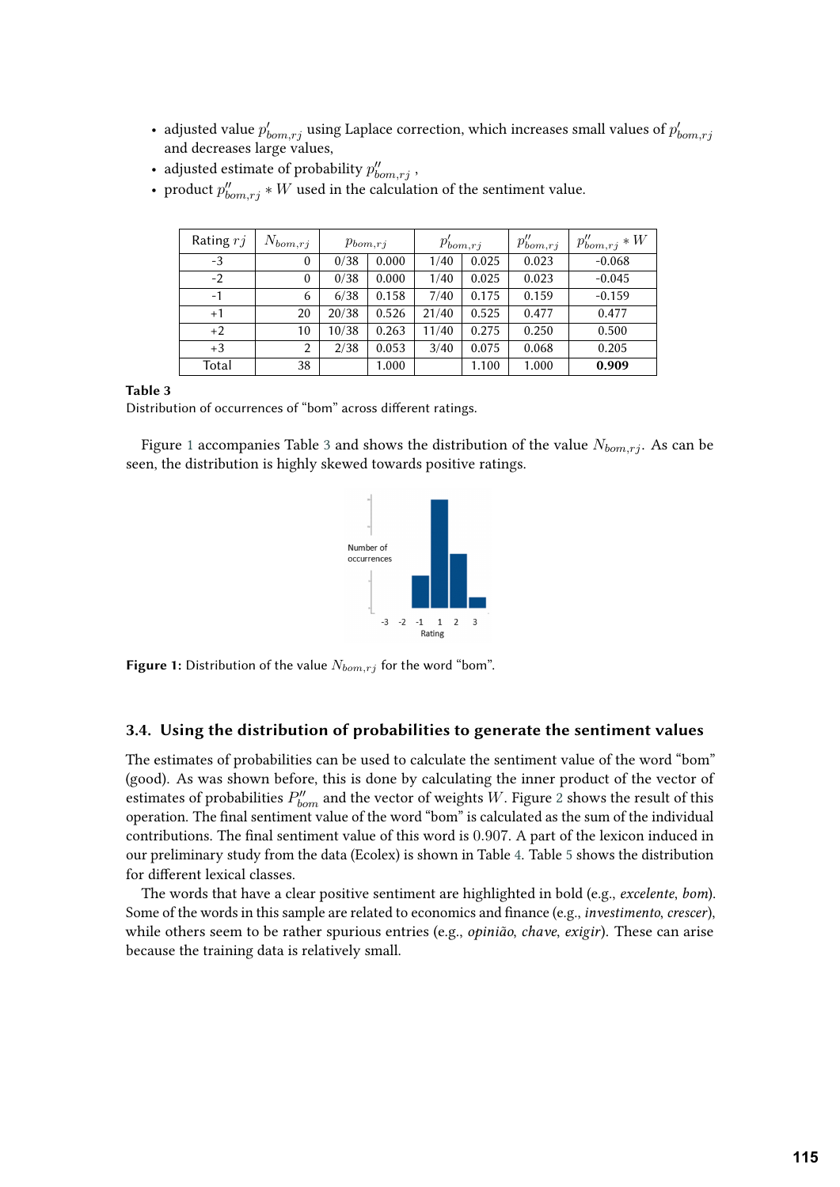- adjusted value $p'_{bom,rj}$ using Laplace correction, which increases small values of $p'_{bom,rj}$ and decreases large values,
- adjusted estimate of probability $p''_{bom,rj}$ ,
- product $p''_{bom,rj} * W$ used in the calculation of the sentiment value.

| Rating $rj$ | $N_{bom,rj}$ | $p_{bom,rj}$ | | $p'_{bom,rj}$ | | $p''_{bom,rj}$ | $p''_{bom,rj} * W$ |
|---|---|---|---|---|---|---|---|
| -3 | 0 | 0/38 | 0.000 | 1/40 | 0.025 | 0.023 | -0.068 |
| -2 | 0 | 0/38 | 0.000 | 1/40 | 0.025 | 0.023 | -0.045 |
| -1 | 6 | 6/38 | 0.158 | 7/40 | 0.175 | 0.159 | -0.159 |
| +1 | 20 | 20/38 | 0.526 | 21/40 | 0.525 | 0.477 | 0.477 |
| +2 | 10 | 10/38 | 0.263 | 11/40 | 0.275 | 0.250 | 0.500 |
| +3 | 2 | 2/38 | 0.053 | 3/40 | 0.075 | 0.068 | 0.205 |
| Total | 38 | | 1.000 | | 1.100 | 1.000 | **0.909** |

**Table 3**
Distribution of occurrences of “bom” across different ratings.

Figure 1 accompanies Table 3 and shows the distribution of the value $N_{bom,rj}$. As can be seen, the distribution is highly skewed towards positive ratings.

**Figure 1:** Distribution of the value $N_{bom,rj}$ for the word “bom”.

### 3.4. Using the distribution of probabilities to generate the sentiment values

The estimates of probabilities can be used to calculate the sentiment value of the word “bom” (good). As was shown before, this is done by calculating the inner product of the vector of estimates of probabilities $P''_{bom}$ and the vector of weights $W$. Figure 2 shows the result of this operation. The final sentiment value of the word “bom” is calculated as the sum of the individual contributions. The final sentiment value of this word is $0.907$. A part of the lexicon induced in our preliminary study from the data (Ecolex) is shown in Table 4. Table 5 shows the distribution for different lexical classes.

The words that have a clear positive sentiment are highlighted in bold (e.g., *excelente*, *bom*). Some of the words in this sample are related to economics and finance (e.g., *investimento*, *crescer*), while others seem to be rather spurious entries (e.g., *opinião*, *chave*, *exigir*). These can arise because the training data is relatively small.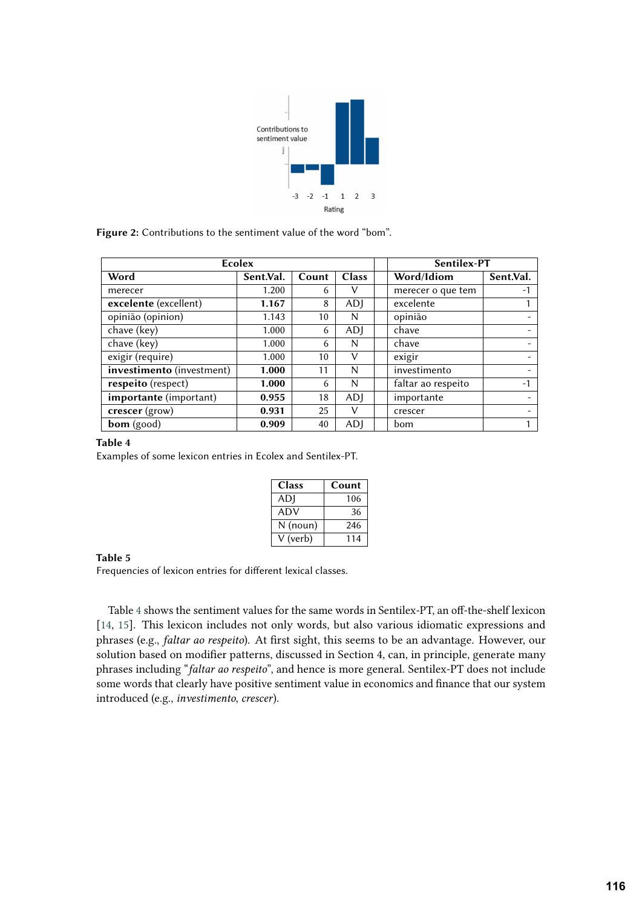Figure 2: Contributions to the sentiment value of the word “bom”.

| Ecolex | | | | | Sentilex-PT | |
|---|---|---|---|---|---|---|
| **Word** | **Sent.Val.** | **Count** | **Class** | | **Word/Idiom** | **Sent.Val.** |
| merecer | 1.200 | 6 | V | | merecer o que tem | -1 |
| **excelente** (excellent) | **1.167** | 8 | ADJ | | excelente | 1 |
| opinião (opinion) | 1.143 | 10 | N | | opinião | - |
| chave (key) | 1.000 | 6 | ADJ | | chave | - |
| chave (key) | 1.000 | 6 | N | | chave | - |
| exigir (require) | 1.000 | 10 | V | | exigir | - |
| **investimento** (investment) | **1.000** | 11 | N | | investimento | - |
| **respeito** (respect) | **1.000** | 6 | N | | faltar ao respeito | -1 |
| **importante** (important) | **0.955** | 18 | ADJ | | importante | - |
| **crescer** (grow) | **0.931** | 25 | V | | crescer | - |
| **bom** (good) | **0.909** | 40 | ADJ | | bom | 1 |

**Table 4**
Examples of some lexicon entries in Ecolex and Sentilex-PT.

| Class | Count |
|---|---|
| ADJ | 106 |
| ADV | 36 |
| N (noun) | 246 |
| V (verb) | 114 |

**Table 5**
Frequencies of lexicon entries for different lexical classes.

Table 4 shows the sentiment values for the same words in Sentilex-PT, an off-the-shelf lexicon [14, 15]. This lexicon includes not only words, but also various idiomatic expressions and phrases (e.g., *faltar ao respeito*). At first sight, this seems to be an advantage. However, our solution based on modifier patterns, discussed in Section 4, can, in principle, generate many phrases including “*faltar ao respeito*”, and hence is more general. Sentilex-PT does not include some words that clearly have positive sentiment value in economics and finance that our system introduced (e.g., *investimento*, *crescer*).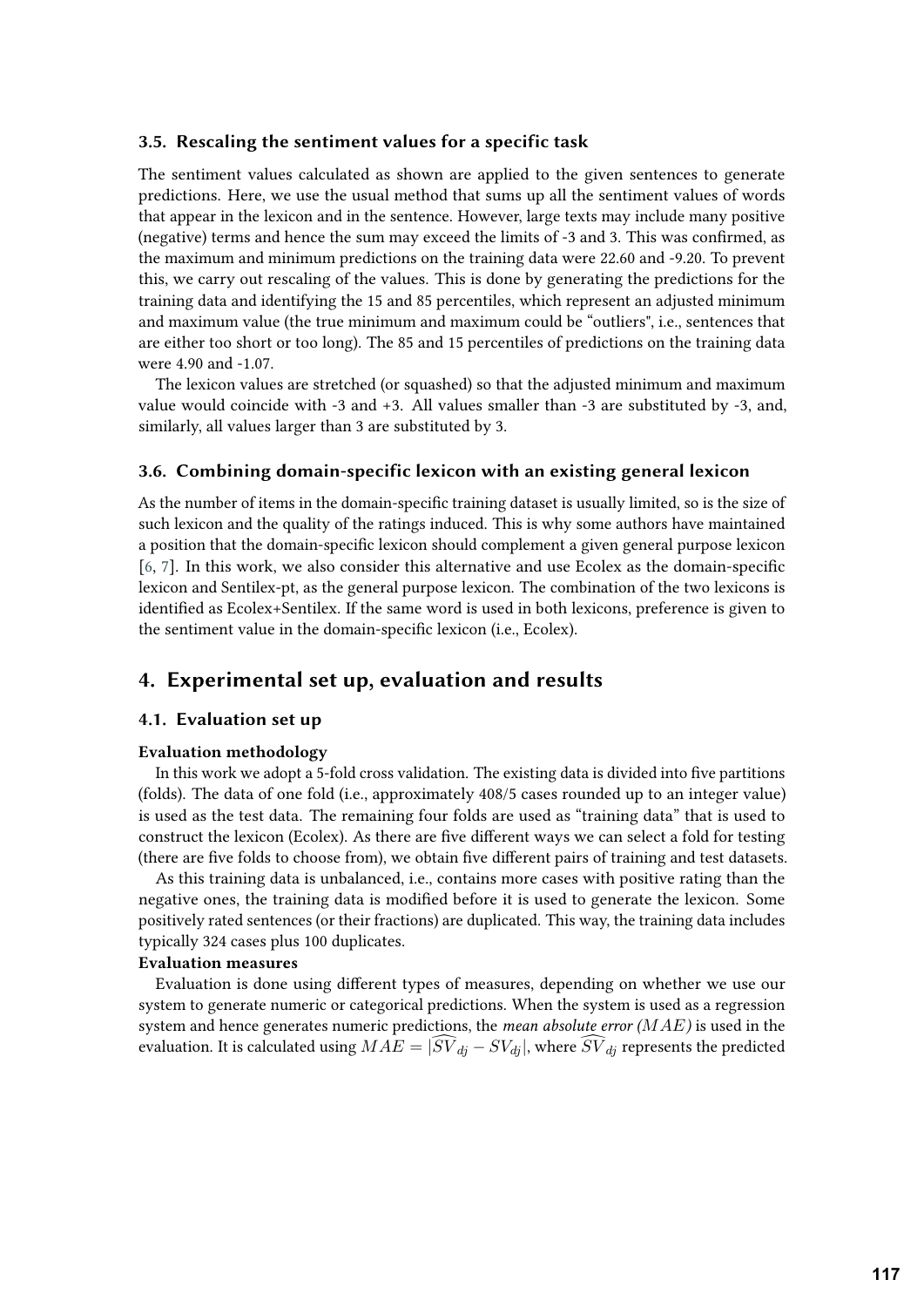### 3.5. Rescaling the sentiment values for a specific task

The sentiment values calculated as shown are applied to the given sentences to generate predictions. Here, we use the usual method that sums up all the sentiment values of words that appear in the lexicon and in the sentence. However, large texts may include many positive (negative) terms and hence the sum may exceed the limits of -3 and 3. This was confirmed, as the maximum and minimum predictions on the training data were 22.60 and -9.20. To prevent this, we carry out rescaling of the values. This is done by generating the predictions for the training data and identifying the 15 and 85 percentiles, which represent an adjusted minimum and maximum value (the true minimum and maximum could be "outliers", i.e., sentences that are either too short or too long). The 85 and 15 percentiles of predictions on the training data were 4.90 and -1.07.

The lexicon values are stretched (or squashed) so that the adjusted minimum and maximum value would coincide with -3 and +3. All values smaller than -3 are substituted by -3, and, similarly, all values larger than 3 are substituted by 3.

### 3.6. Combining domain-specific lexicon with an existing general lexicon

As the number of items in the domain-specific training dataset is usually limited, so is the size of such lexicon and the quality of the ratings induced. This is why some authors have maintained a position that the domain-specific lexicon should complement a given general purpose lexicon [6, 7]. In this work, we also consider this alternative and use Ecolex as the domain-specific lexicon and Sentilex-pt, as the general purpose lexicon. The combination of the two lexicons is identified as Ecolex+Sentilex. If the same word is used in both lexicons, preference is given to the sentiment value in the domain-specific lexicon (i.e., Ecolex).

## 4. Experimental set up, evaluation and results

### 4.1. Evaluation set up

**Evaluation methodology**

In this work we adopt a 5-fold cross validation. The existing data is divided into five partitions (folds). The data of one fold (i.e., approximately 408/5 cases rounded up to an integer value) is used as the test data. The remaining four folds are used as "training data" that is used to construct the lexicon (Ecolex). As there are five different ways we can select a fold for testing (there are five folds to choose from), we obtain five different pairs of training and test datasets.

As this training data is unbalanced, i.e., contains more cases with positive rating than the negative ones, the training data is modified before it is used to generate the lexicon. Some positively rated sentences (or their fractions) are duplicated. This way, the training data includes typically 324 cases plus 100 duplicates.

**Evaluation measures**

Evaluation is done using different types of measures, depending on whether we use our system to generate numeric or categorical predictions. When the system is used as a regression system and hence generates numeric predictions, the *mean absolute error ($MAE$)* is used in the evaluation. It is calculated using $MAE = |\widehat{SV}_{dj} - SV_{dj}|$, where $\widehat{SV}_{dj}$ represents the predicted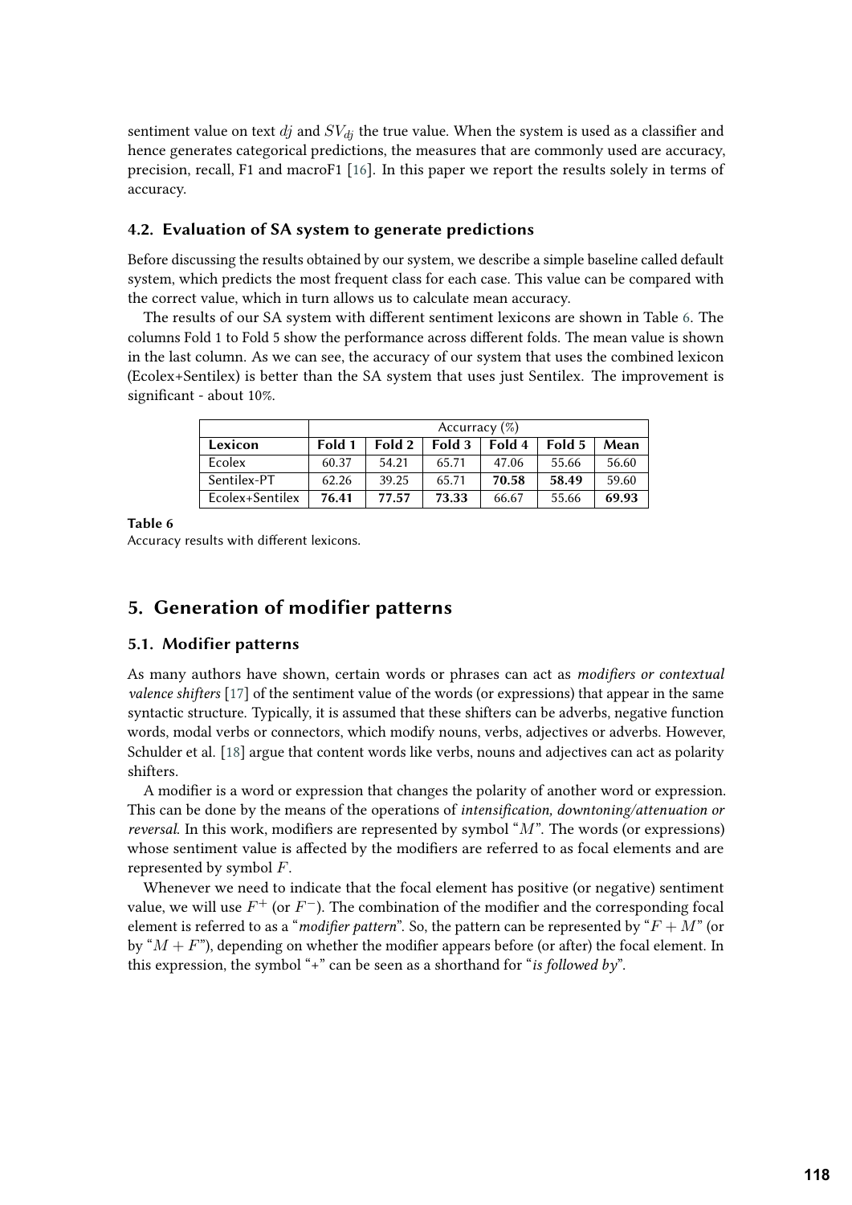sentiment value on text $dj$ and $SV_{dj}$ the true value. When the system is used as a classifier and hence generates categorical predictions, the measures that are commonly used are accuracy, precision, recall, F1 and macroF1 [16]. In this paper we report the results solely in terms of accuracy.

### 4.2. Evaluation of SA system to generate predictions

Before discussing the results obtained by our system, we describe a simple baseline called default system, which predicts the most frequent class for each case. This value can be compared with the correct value, which in turn allows us to calculate mean accuracy.

The results of our SA system with different sentiment lexicons are shown in Table 6. The columns Fold 1 to Fold 5 show the performance across different folds. The mean value is shown in the last column. As we can see, the accuracy of our system that uses the combined lexicon (Ecolex+Sentilex) is better than the SA system that uses just Sentilex. The improvement is significant - about 10%.

| | Accurracy (%) | | | | | |
|---|---|---|---|---|---|---|
| **Lexicon** | **Fold 1** | **Fold 2** | **Fold 3** | **Fold 4** | **Fold 5** | **Mean** |
| Ecolex | 60.37 | 54.21 | 65.71 | 47.06 | 55.66 | 56.60 |
| Sentilex-PT | 62.26 | 39.25 | 65.71 | **70.58** | **58.49** | 59.60 |
| Ecolex+Sentilex | **76.41** | **77.57** | **73.33** | 66.67 | 55.66 | **69.93** |

**Table 6**
Accuracy results with different lexicons.

## 5. Generation of modifier patterns

### 5.1. Modifier patterns

As many authors have shown, certain words or phrases can act as *modifiers or contextual valence shifters* [17] of the sentiment value of the words (or expressions) that appear in the same syntactic structure. Typically, it is assumed that these shifters can be adverbs, negative function words, modal verbs or connectors, which modify nouns, verbs, adjectives or adverbs. However, Schulder et al. [18] argue that content words like verbs, nouns and adjectives can act as polarity shifters.

A modifier is a word or expression that changes the polarity of another word or expression. This can be done by the means of the operations of *intensification, downtoning/attenuation or reversal*. In this work, modifiers are represented by symbol "$M$". The words (or expressions) whose sentiment value is affected by the modifiers are referred to as focal elements and are represented by symbol $F$.

Whenever we need to indicate that the focal element has positive (or negative) sentiment value, we will use $F^{+}$ (or $F^{-}$). The combination of the modifier and the corresponding focal element is referred to as a "*modifier pattern*". So, the pattern can be represented by "$F + M$" (or by "$M + F$"), depending on whether the modifier appears before (or after) the focal element. In this expression, the symbol "+" can be seen as a shorthand for "*is followed by*".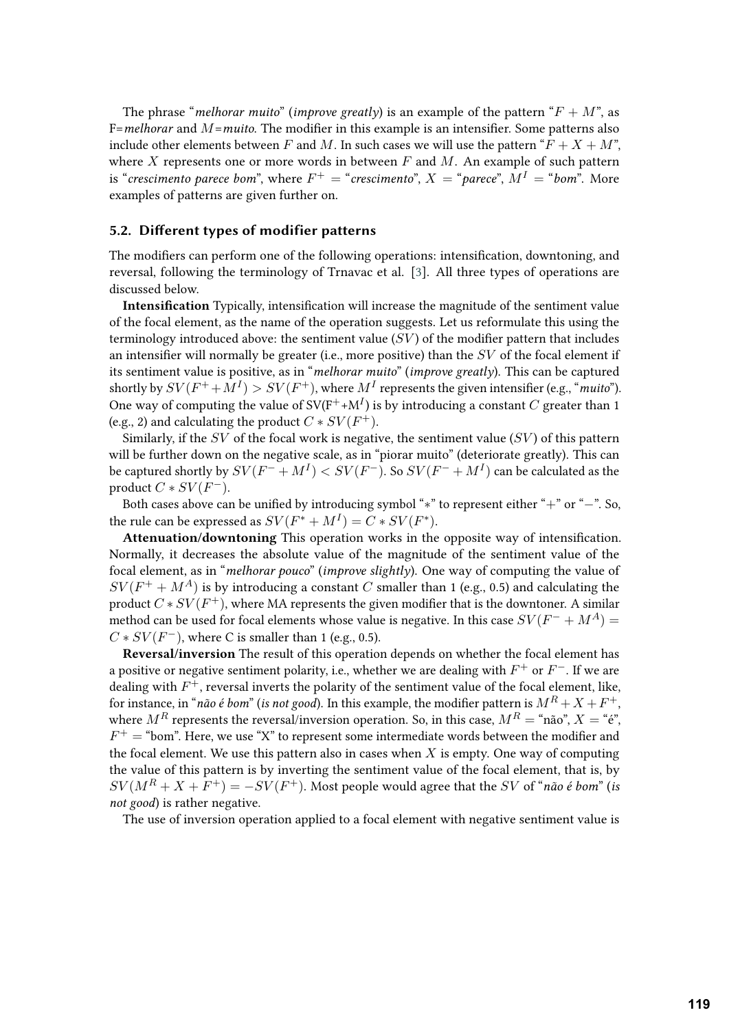The phrase "*melhorar muito*" (*improve greatly*) is an example of the pattern "$F + M$", as F=*melhorar* and $M$=*muito*. The modifier in this example is an intensifier. Some patterns also include other elements between $F$ and $M$. In such cases we will use the pattern "$F + X + M$", where $X$ represents one or more words in between $F$ and $M$. An example of such pattern is "*crescimento parece bom*", where $F^{+}$ = "*crescimento*", $X$ = "*parece*", $M^{I}$ = "*bom*". More examples of patterns are given further on.

### 5.2. Different types of modifier patterns

The modifiers can perform one of the following operations: intensification, downtoning, and reversal, following the terminology of Trnavac et al. [3]. All three types of operations are discussed below.

**Intensification** Typically, intensification will increase the magnitude of the sentiment value of the focal element, as the name of the operation suggests. Let us reformulate this using the terminology introduced above: the sentiment value ($SV$) of the modifier pattern that includes an intensifier will normally be greater (i.e., more positive) than the $SV$ of the focal element if its sentiment value is positive, as in "*melhorar muito*" (*improve greatly*). This can be captured shortly by $SV(F^{+}+M^{I}) > SV(F^{+})$, where $M^{I}$ represents the given intensifier (e.g., "*muito*"). One way of computing the value of SV($F^{+}$+$M^{I}$) is by introducing a constant $C$ greater than 1 (e.g., 2) and calculating the product $C * SV(F^{+})$.

Similarly, if the $SV$ of the focal work is negative, the sentiment value ($SV$) of this pattern will be further down on the negative scale, as in "piorar muito" (deteriorate greatly). This can be captured shortly by $SV(F^{-} + M^{I}) < SV(F^{-})$. So $SV(F^{-} + M^{I})$ can be calculated as the product $C * SV(F^{-})$.

Both cases above can be unified by introducing symbol "$*$" to represent either "$+$" or "$-$". So, the rule can be expressed as $SV(F^{*} + M^{I}) = C * SV(F^{*})$.

**Attenuation/downtoning** This operation works in the opposite way of intensification. Normally, it decreases the absolute value of the magnitude of the sentiment value of the focal element, as in "*melhorar pouco*" (*improve slightly*). One way of computing the value of $SV(F^{+} + M^{A})$ is by introducing a constant $C$ smaller than 1 (e.g., 0.5) and calculating the product $C * SV(F^{+})$, where MA represents the given modifier that is the downtoner. A similar method can be used for focal elements whose value is negative. In this case $SV(F^{-} + M^{A}) = C * SV(F^{-})$, where C is smaller than 1 (e.g., 0.5).

**Reversal/inversion** The result of this operation depends on whether the focal element has a positive or negative sentiment polarity, i.e., whether we are dealing with $F^{+}$ or $F^{-}$. If we are dealing with $F^{+}$, reversal inverts the polarity of the sentiment value of the focal element, like, for instance, in "*não é bom*" (*is not good*). In this example, the modifier pattern is $M^{R} + X + F^{+}$, where $M^{R}$ represents the reversal/inversion operation. So, in this case, $M^{R}$ = "não", $X$ = "é", $F^{+}$ = "bom". Here, we use "X" to represent some intermediate words between the modifier and the focal element. We use this pattern also in cases when $X$ is empty. One way of computing the value of this pattern is by inverting the sentiment value of the focal element, that is, by $SV(M^{R} + X + F^{+}) = -SV(F^{+})$. Most people would agree that the $SV$ of "*não é bom*" (*is not good*) is rather negative.

The use of inversion operation applied to a focal element with negative sentiment value is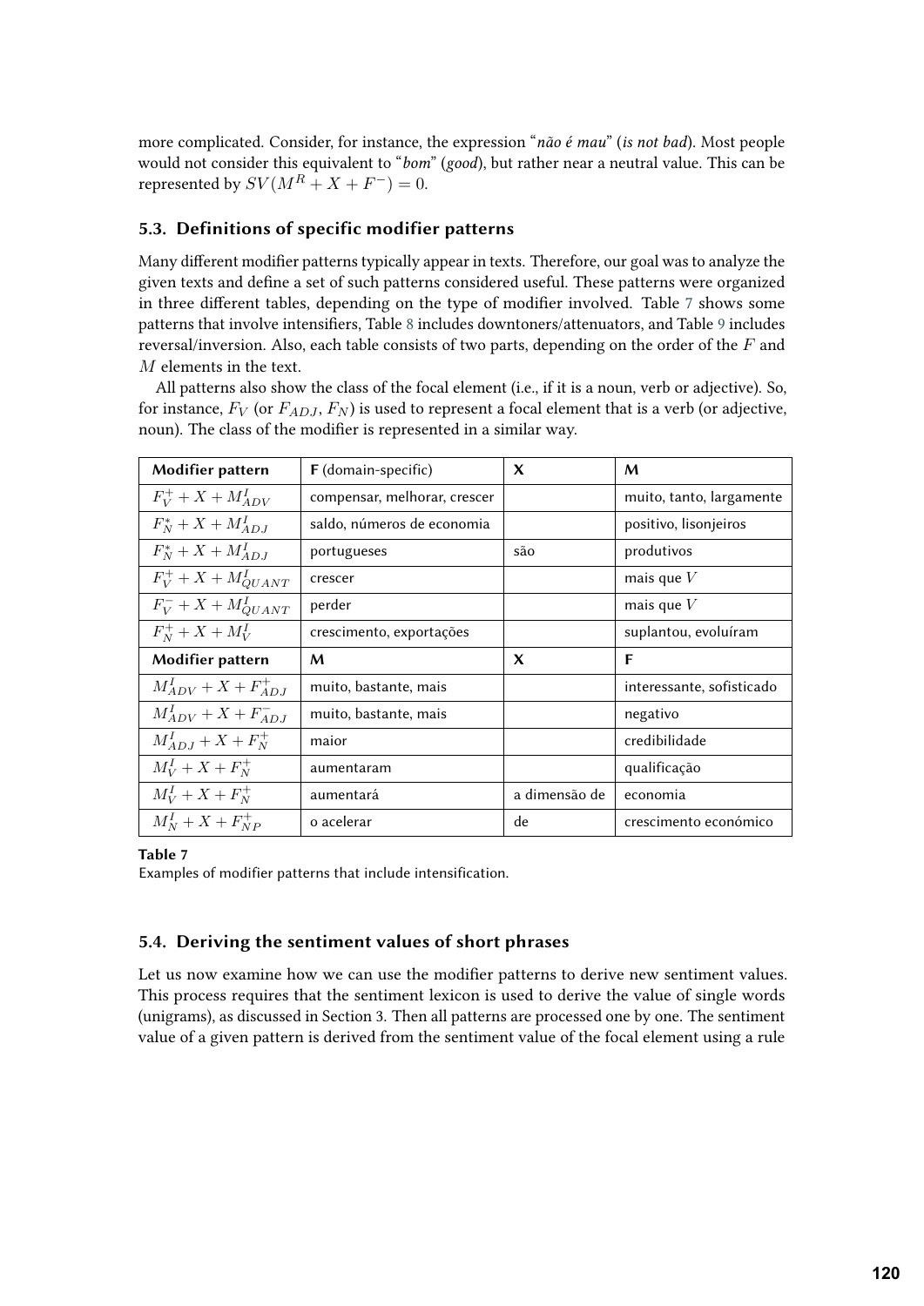more complicated. Consider, for instance, the expression "*não é mau*" (*is not bad*). Most people would not consider this equivalent to "*bom*" (*good*), but rather near a neutral value. This can be represented by $SV(M^R + X + F^-) = 0$.

### 5.3. Definitions of specific modifier patterns

Many different modifier patterns typically appear in texts. Therefore, our goal was to analyze the given texts and define a set of such patterns considered useful. These patterns were organized in three different tables, depending on the type of modifier involved. Table 7 shows some patterns that involve intensifiers, Table 8 includes downtoners/attenuators, and Table 9 includes reversal/inversion. Also, each table consists of two parts, depending on the order of the $F$ and $M$ elements in the text.

All patterns also show the class of the focal element (i.e., if it is a noun, verb or adjective). So, for instance, $F_V$ (or $F_{ADJ}$, $F_N$) is used to represent a focal element that is a verb (or adjective, noun). The class of the modifier is represented in a similar way.

| **Modifier pattern** | **F** (domain-specific) | **X** | **M** |
|---|---|---|---|
| $F_V^+ + X + M_{ADV}^I$ | compensar, melhorar, crescer | | muito, tanto, largamente |
| $F_N^* + X + M_{ADJ}^I$ | saldo, números de economia | | positivo, lisonjeiros |
| $F_N^* + X + M_{ADJ}^I$ | portugueses | são | produtivos |
| $F_V^+ + X + M_{QUANT}^I$ | crescer | | mais que $V$ |
| $F_V^- + X + M_{QUANT}^I$ | perder | | mais que $V$ |
| $F_N^+ + X + M_V^I$ | crescimento, exportações | | suplantou, evoluíram |
| **Modifier pattern** | **M** | **X** | **F** |
| $M_{ADV}^I + X + F_{ADJ}^+$ | muito, bastante, mais | | interessante, sofisticado |
| $M_{ADV}^I + X + F_{ADJ}^-$ | muito, bastante, mais | | negativo |
| $M_{ADJ}^I + X + F_N^+$ | maior | | credibilidade |
| $M_V^I + X + F_N^+$ | aumentaram | | qualificação |
| $M_V^I + X + F_N^+$ | aumentará | a dimensão de | economia |
| $M_N^I + X + F_{NP}^+$ | o acelerar | de | crescimento económico |

**Table 7**
Examples of modifier patterns that include intensification.

### 5.4. Deriving the sentiment values of short phrases

Let us now examine how we can use the modifier patterns to derive new sentiment values. This process requires that the sentiment lexicon is used to derive the value of single words (unigrams), as discussed in Section 3. Then all patterns are processed one by one. The sentiment value of a given pattern is derived from the sentiment value of the focal element using a rule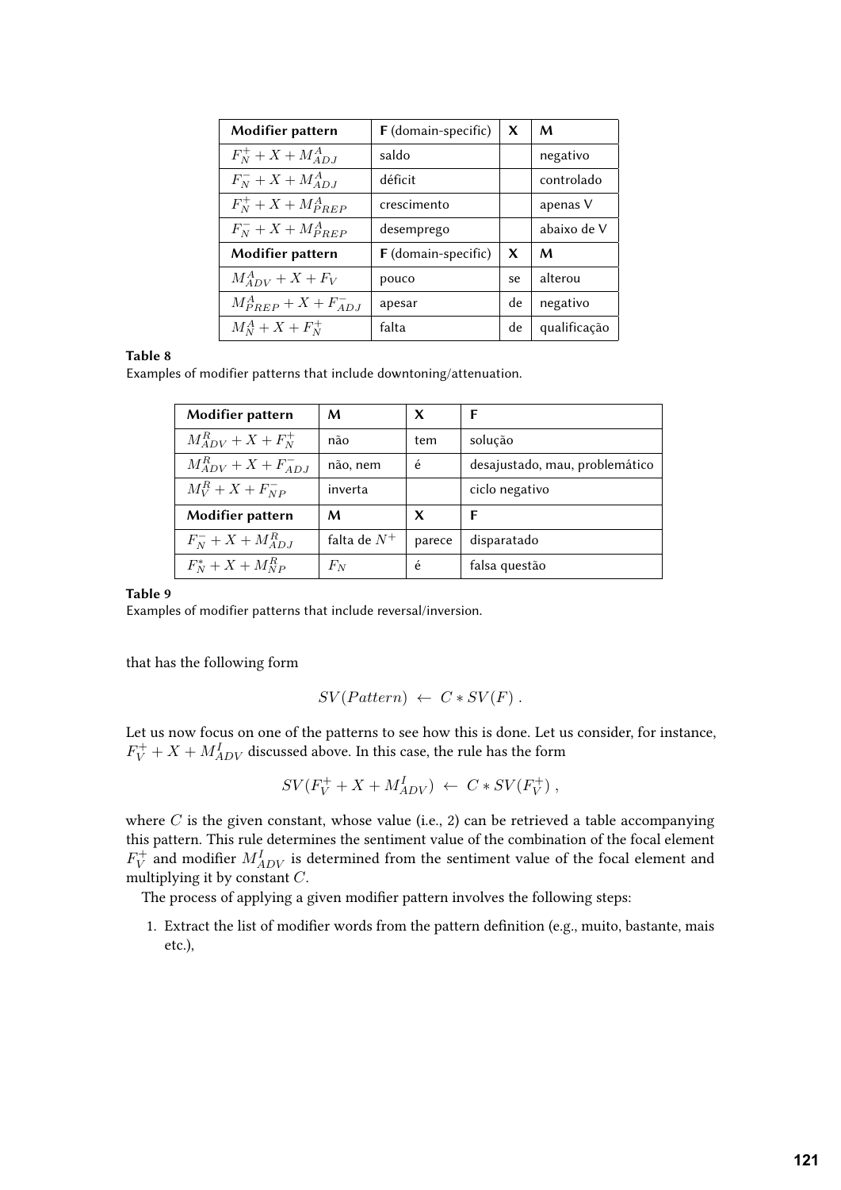| Modifier pattern | **F** (domain-specific) | **X** | **M** |
|---|---|---|---|
| $F_N^+ + X + M_{ADJ}^A$ | saldo | | negativo |
| $F_N^- + X + M_{ADJ}^A$ | déficit | | controlado |
| $F_N^+ + X + M_{PREP}^A$ | crescimento | | apenas V |
| $F_N^- + X + M_{PREP}^A$ | desemprego | | abaixo de V |
| **Modifier pattern** | **F** (domain-specific) | **X** | **M** |
| $M_{ADV}^A + X + F_V$ | pouco | se | alterou |
| $M_{PREP}^A + X + F_{ADJ}^-$ | apesar | de | negativo |
| $M_N^A + X + F_N^+$ | falta | de | qualificação |

**Table 8**
Examples of modifier patterns that include downtoning/attenuation.

| Modifier pattern | **M** | **X** | **F** |
|---|---|---|---|
| $M_{ADV}^R + X + F_N^+$ | não | tem | solução |
| $M_{ADV}^R + X + F_{ADJ}^-$ | não, nem | é | desajustado, mau, problemático |
| $M_V^R + X + F_{NP}^-$ | inverta | | ciclo negativo |
| **Modifier pattern** | **M** | **X** | **F** |
| $F_N^- + X + M_{ADJ}^R$ | falta de $N^+$ | parece | disparatado |
| $F_N^* + X + M_{NP}^R$ | $F_N$ | é | falsa questão |

**Table 9**
Examples of modifier patterns that include reversal/inversion.

that has the following form

$$SV(Pattern) \leftarrow C * SV(F) .$$

Let us now focus on one of the patterns to see how this is done. Let us consider, for instance, $F_V^+ + X + M_{ADV}^I$ discussed above. In this case, the rule has the form

$$SV(F_V^+ + X + M_{ADV}^I) \leftarrow C * SV(F_V^+) ,$$

where $C$ is the given constant, whose value (i.e., 2) can be retrieved a table accompanying this pattern. This rule determines the sentiment value of the combination of the focal element $F_V^+$ and modifier $M_{ADV}^I$ is determined from the sentiment value of the focal element and multiplying it by constant $C$.

The process of applying a given modifier pattern involves the following steps:

1. Extract the list of modifier words from the pattern definition (e.g., muito, bastante, mais etc.),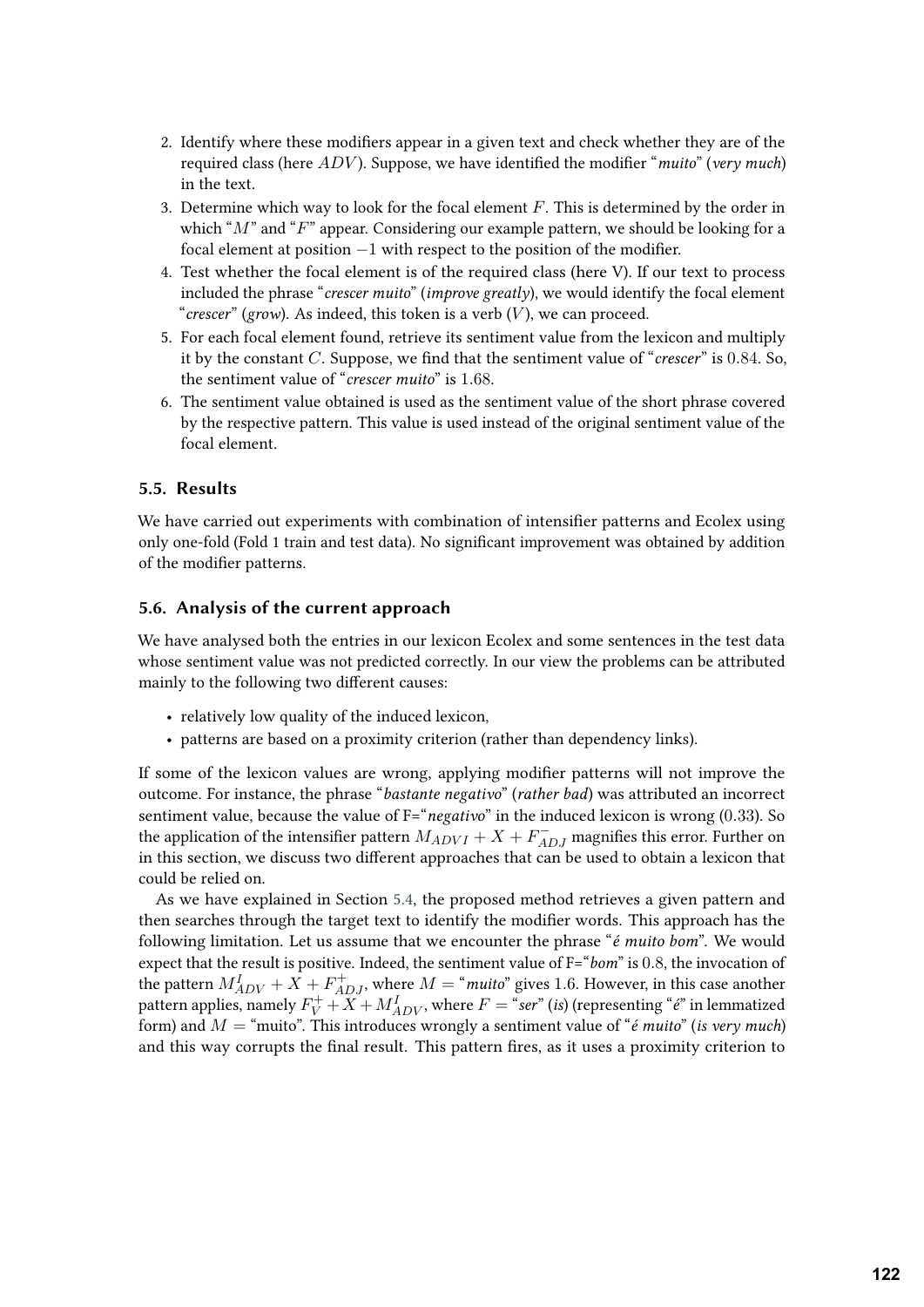2. Identify where these modifiers appear in a given text and check whether they are of the required class (here $ADV$). Suppose, we have identified the modifier "*muito*" (*very much*) in the text.
3. Determine which way to look for the focal element $F$. This is determined by the order in which "$M$" and "$F$" appear. Considering our example pattern, we should be looking for a focal element at position $-1$ with respect to the position of the modifier.
4. Test whether the focal element is of the required class (here V). If our text to process included the phrase "*crescer muito*" (*improve greatly*), we would identify the focal element "*crescer*" (*grow*). As indeed, this token is a verb ($V$), we can proceed.
5. For each focal element found, retrieve its sentiment value from the lexicon and multiply it by the constant $C$. Suppose, we find that the sentiment value of "*crescer*" is $0.84$. So, the sentiment value of "*crescer muito*" is $1.68$.
6. The sentiment value obtained is used as the sentiment value of the short phrase covered by the respective pattern. This value is used instead of the original sentiment value of the focal element.

### 5.5. Results

We have carried out experiments with combination of intensifier patterns and Ecolex using only one-fold (Fold 1 train and test data). No significant improvement was obtained by addition of the modifier patterns.

### 5.6. Analysis of the current approach

We have analysed both the entries in our lexicon Ecolex and some sentences in the test data whose sentiment value was not predicted correctly. In our view the problems can be attributed mainly to the following two different causes:

- relatively low quality of the induced lexicon,
- patterns are based on a proximity criterion (rather than dependency links).

If some of the lexicon values are wrong, applying modifier patterns will not improve the outcome. For instance, the phrase "*bastante negativo*" (*rather bad*) was attributed an incorrect sentiment value, because the value of F="*negativo*" in the induced lexicon is wrong (0.33). So the application of the intensifier pattern $M_{ADVI} + X + F^{-}_{ADJ}$ magnifies this error. Further on in this section, we discuss two different approaches that can be used to obtain a lexicon that could be relied on.

As we have explained in Section 5.4, the proposed method retrieves a given pattern and then searches through the target text to identify the modifier words. This approach has the following limitation. Let us assume that we encounter the phrase "*é muito bom*". We would expect that the result is positive. Indeed, the sentiment value of F="*bom*" is $0.8$, the invocation of the pattern $M^{I}_{ADV} + X + F^{+}_{ADJ}$, where $M =$ "*muito*" gives $1.6$. However, in this case another pattern applies, namely $F^{+}_{V} + X + M^{I}_{ADV}$, where $F =$ "*ser*" (*is*) (representing "*é*" in lemmatized form) and $M =$ "muito". This introduces wrongly a sentiment value of "*é muito*" (*is very much*) and this way corrupts the final result. This pattern fires, as it uses a proximity criterion to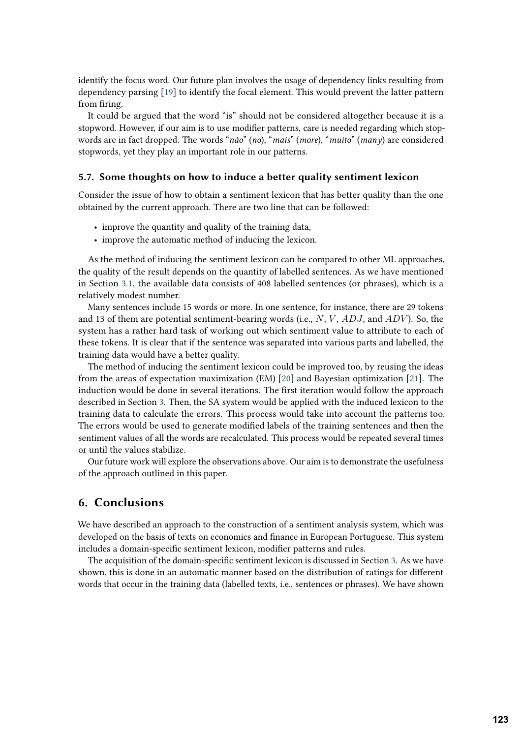identify the focus word. Our future plan involves the usage of dependency links resulting from dependency parsing [19] to identify the focal element. This would prevent the latter pattern from firing.

It could be argued that the word "is" should not be considered altogether because it is a stopword. However, if our aim is to use modifier patterns, care is needed regarding which stopwords are in fact dropped. The words "*não*" (*no*), "*mais*" (*more*), "*muito*" (*many*) are considered stopwords, yet they play an important role in our patterns.

### 5.7. Some thoughts on how to induce a better quality sentiment lexicon

Consider the issue of how to obtain a sentiment lexicon that has better quality than the one obtained by the current approach. There are two line that can be followed:

- improve the quantity and quality of the training data,
- improve the automatic method of inducing the lexicon.

As the method of inducing the sentiment lexicon can be compared to other ML approaches, the quality of the result depends on the quantity of labelled sentences. As we have mentioned in Section 3.1, the available data consists of 408 labelled sentences (or phrases), which is a relatively modest number.

Many sentences include 15 words or more. In one sentence, for instance, there are 29 tokens and 13 of them are potential sentiment-bearing words (i.e., $N$, $V$, $ADJ$, and $ADV$). So, the system has a rather hard task of working out which sentiment value to attribute to each of these tokens. It is clear that if the sentence was separated into various parts and labelled, the training data would have a better quality.

The method of inducing the sentiment lexicon could be improved too, by reusing the ideas from the areas of expectation maximization (EM) [20] and Bayesian optimization [21]. The induction would be done in several iterations. The first iteration would follow the approach described in Section 3. Then, the SA system would be applied with the induced lexicon to the training data to calculate the errors. This process would take into account the patterns too. The errors would be used to generate modified labels of the training sentences and then the sentiment values of all the words are recalculated. This process would be repeated several times or until the values stabilize.

Our future work will explore the observations above. Our aim is to demonstrate the usefulness of the approach outlined in this paper.

## 6. Conclusions

We have described an approach to the construction of a sentiment analysis system, which was developed on the basis of texts on economics and finance in European Portuguese. This system includes a domain-specific sentiment lexicon, modifier patterns and rules.

The acquisition of the domain-specific sentiment lexicon is discussed in Section 3. As we have shown, this is done in an automatic manner based on the distribution of ratings for different words that occur in the training data (labelled texts, i.e., sentences or phrases). We have shown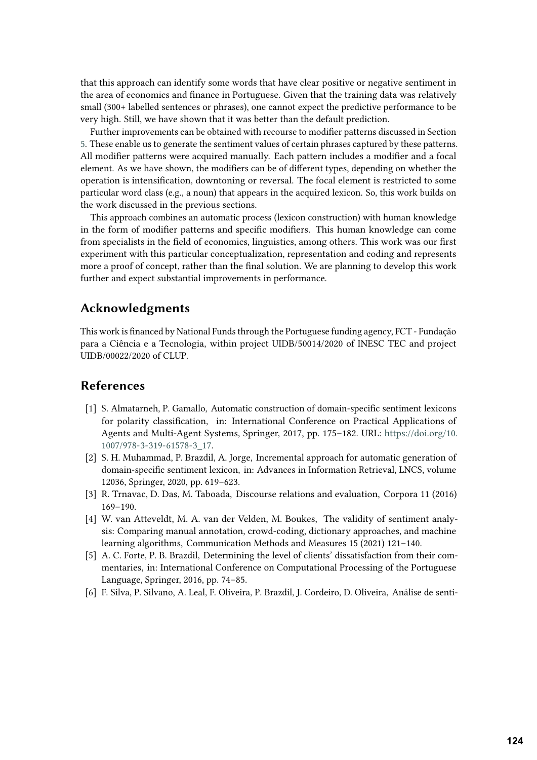that this approach can identify some words that have clear positive or negative sentiment in the area of economics and finance in Portuguese. Given that the training data was relatively small (300+ labelled sentences or phrases), one cannot expect the predictive performance to be very high. Still, we have shown that it was better than the default prediction.

Further improvements can be obtained with recourse to modifier patterns discussed in Section 5. These enable us to generate the sentiment values of certain phrases captured by these patterns. All modifier patterns were acquired manually. Each pattern includes a modifier and a focal element. As we have shown, the modifiers can be of different types, depending on whether the operation is intensification, downtoning or reversal. The focal element is restricted to some particular word class (e.g., a noun) that appears in the acquired lexicon. So, this work builds on the work discussed in the previous sections.

This approach combines an automatic process (lexicon construction) with human knowledge in the form of modifier patterns and specific modifiers. This human knowledge can come from specialists in the field of economics, linguistics, among others. This work was our first experiment with this particular conceptualization, representation and coding and represents more a proof of concept, rather than the final solution. We are planning to develop this work further and expect substantial improvements in performance.

## Acknowledgments

This work is financed by National Funds through the Portuguese funding agency, FCT - Fundação para a Ciência e a Tecnologia, within project UIDB/50014/2020 of INESC TEC and project UIDB/00022/2020 of CLUP.

## References

[1] S. Almatarneh, P. Gamallo, Automatic construction of domain-specific sentiment lexicons for polarity classification, in: International Conference on Practical Applications of Agents and Multi-Agent Systems, Springer, 2017, pp. 175–182. URL: https://doi.org/10.1007/978-3-319-61578-3_17.

[2] S. H. Muhammad, P. Brazdil, A. Jorge, Incremental approach for automatic generation of domain-specific sentiment lexicon, in: Advances in Information Retrieval, LNCS, volume 12036, Springer, 2020, pp. 619–623.

[3] R. Trnavac, D. Das, M. Taboada, Discourse relations and evaluation, Corpora 11 (2016) 169–190.

[4] W. van Atteveldt, M. A. van der Velden, M. Boukes, The validity of sentiment analysis: Comparing manual annotation, crowd-coding, dictionary approaches, and machine learning algorithms, Communication Methods and Measures 15 (2021) 121–140.

[5] A. C. Forte, P. B. Brazdil, Determining the level of clients' dissatisfaction from their commentaries, in: International Conference on Computational Processing of the Portuguese Language, Springer, 2016, pp. 74–85.

[6] F. Silva, P. Silvano, A. Leal, F. Oliveira, P. Brazdil, J. Cordeiro, D. Oliveira, Análise de senti-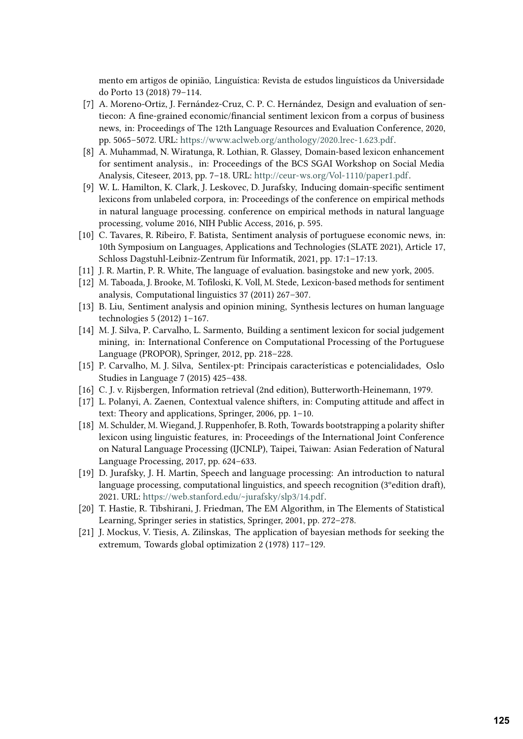mento em artigos de opinião, Linguística: Revista de estudos linguísticos da Universidade do Porto 13 (2018) 79–114.

[7] A. Moreno-Ortiz, J. Fernández-Cruz, C. P. C. Hernández, Design and evaluation of sentiecon: A fine-grained economic/financial sentiment lexicon from a corpus of business news, in: Proceedings of The 12th Language Resources and Evaluation Conference, 2020, pp. 5065–5072. URL: https://www.aclweb.org/anthology/2020.lrec-1.623.pdf.

[8] A. Muhammad, N. Wiratunga, R. Lothian, R. Glassey, Domain-based lexicon enhancement for sentiment analysis., in: Proceedings of the BCS SGAI Workshop on Social Media Analysis, Citeseer, 2013, pp. 7–18. URL: http://ceur-ws.org/Vol-1110/paper1.pdf.

[9] W. L. Hamilton, K. Clark, J. Leskovec, D. Jurafsky, Inducing domain-specific sentiment lexicons from unlabeled corpora, in: Proceedings of the conference on empirical methods in natural language processing. conference on empirical methods in natural language processing, volume 2016, NIH Public Access, 2016, p. 595.

[10] C. Tavares, R. Ribeiro, F. Batista, Sentiment analysis of portuguese economic news, in: 10th Symposium on Languages, Applications and Technologies (SLATE 2021), Article 17, Schloss Dagstuhl-Leibniz-Zentrum für Informatik, 2021, pp. 17:1–17:13.

[11] J. R. Martin, P. R. White, The language of evaluation. basingstoke and new york, 2005.

[12] M. Taboada, J. Brooke, M. Tofiloski, K. Voll, M. Stede, Lexicon-based methods for sentiment analysis, Computational linguistics 37 (2011) 267–307.

[13] B. Liu, Sentiment analysis and opinion mining, Synthesis lectures on human language technologies 5 (2012) 1–167.

[14] M. J. Silva, P. Carvalho, L. Sarmento, Building a sentiment lexicon for social judgement mining, in: International Conference on Computational Processing of the Portuguese Language (PROPOR), Springer, 2012, pp. 218–228.

[15] P. Carvalho, M. J. Silva, Sentilex-pt: Principais características e potencialidades, Oslo Studies in Language 7 (2015) 425–438.

[16] C. J. v. Rijsbergen, Information retrieval (2nd edition), Butterworth-Heinemann, 1979.

[17] L. Polanyi, A. Zaenen, Contextual valence shifters, in: Computing attitude and affect in text: Theory and applications, Springer, 2006, pp. 1–10.

[18] M. Schulder, M. Wiegand, J. Ruppenhofer, B. Roth, Towards bootstrapping a polarity shifter lexicon using linguistic features, in: Proceedings of the International Joint Conference on Natural Language Processing (IJCNLP), Taipei, Taiwan: Asian Federation of Natural Language Processing, 2017, pp. 624–633.

[19] D. Jurafsky, J. H. Martin, Speech and language processing: An introduction to natural language processing, computational linguistics, and speech recognition (3ºedition draft), 2021. URL: https://web.stanford.edu/~jurafsky/slp3/14.pdf.

[20] T. Hastie, R. Tibshirani, J. Friedman, The EM Algorithm, in The Elements of Statistical Learning, Springer series in statistics, Springer, 2001, pp. 272–278.

[21] J. Mockus, V. Tiesis, A. Zilinskas, The application of bayesian methods for seeking the extremum, Towards global optimization 2 (1978) 117–129.